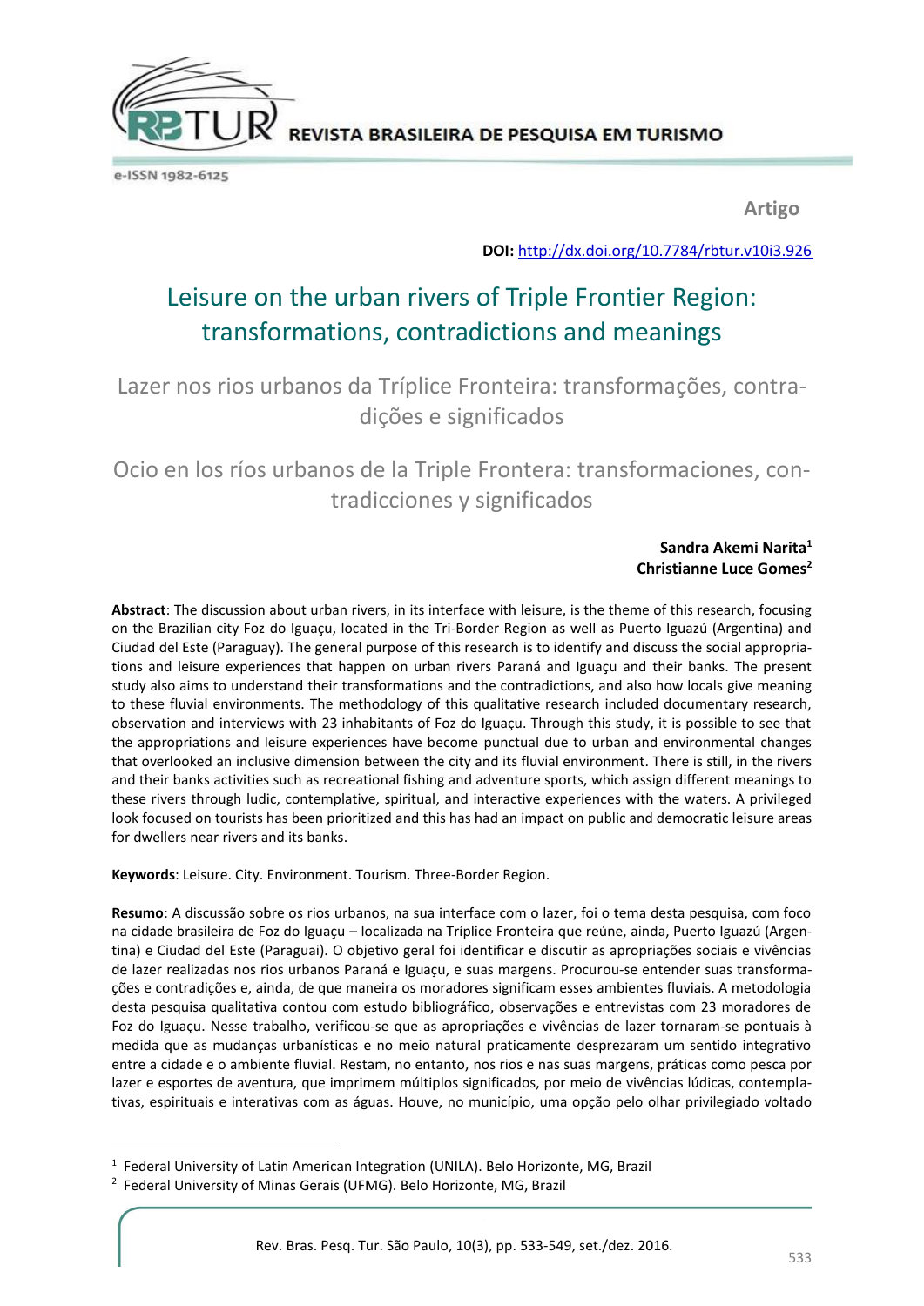REVISTA BRASILEIRA DE PESQUISA EM TURISMO

e-ISSN 1982-6125

**Artigo**

**DOI:** http://dx.doi.org/10.7784/rbtur.v10i3.926

# Leisure on the urban rivers of Triple Frontier Region: transformations, contradictions and meanings

## Lazer nos rios urbanos da Tríplice Fronteira: transformações, contradições e significados

## Ocio en los ríos urbanos de la Triple Frontera: transformaciones, contradicciones y significados

**Sandra Akemi Narita**[1]
**Christianne Luce Gomes**[2]

**Abstract**: The discussion about urban rivers, in its interface with leisure, is the theme of this research, focusing on the Brazilian city Foz do Iguaçu, located in the Tri-Border Region as well as Puerto Iguazú (Argentina) and Ciudad del Este (Paraguay). The general purpose of this research is to identify and discuss the social appropriations and leisure experiences that happen on urban rivers Paraná and Iguaçu and their banks. The present study also aims to understand their transformations and the contradictions, and also how locals give meaning to these fluvial environments. The methodology of this qualitative research included documentary research, observation and interviews with 23 inhabitants of Foz do Iguaçu. Through this study, it is possible to see that the appropriations and leisure experiences have become punctual due to urban and environmental changes that overlooked an inclusive dimension between the city and its fluvial environment. There is still, in the rivers and their banks activities such as recreational fishing and adventure sports, which assign different meanings to these rivers through ludic, contemplative, spiritual, and interactive experiences with the waters. A privileged look focused on tourists has been prioritized and this has had an impact on public and democratic leisure areas for dwellers near rivers and its banks.

**Keywords**: Leisure. City. Environment. Tourism. Three-Border Region.

**Resumo**: A discussão sobre os rios urbanos, na sua interface com o lazer, foi o tema desta pesquisa, com foco na cidade brasileira de Foz do Iguaçu – localizada na Tríplice Fronteira que reúne, ainda, Puerto Iguazú (Argentina) e Ciudad del Este (Paraguai). O objetivo geral foi identificar e discutir as apropriações sociais e vivências de lazer realizadas nos rios urbanos Paraná e Iguaçu, e suas margens. Procurou-se entender suas transformações e contradições e, ainda, de que maneira os moradores significam esses ambientes fluviais. A metodologia desta pesquisa qualitativa contou com estudo bibliográfico, observações e entrevistas com 23 moradores de Foz do Iguaçu. Nesse trabalho, verificou-se que as apropriações e vivências de lazer tornaram-se pontuais à medida que as mudanças urbanísticas e no meio natural praticamente desprezaram um sentido integrativo entre a cidade e o ambiente fluvial. Restam, no entanto, nos rios e nas suas margens, práticas como pesca por lazer e esportes de aventura, que imprimem múltiplos significados, por meio de vivências lúdicas, contemplativas, espirituais e interativas com as águas. Houve, no município, uma opção pelo olhar privilegiado voltado

[1] Federal University of Latin American Integration (UNILA). Belo Horizonte, MG, Brazil

[2] Federal University of Minas Gerais (UFMG). Belo Horizonte, MG, Brazil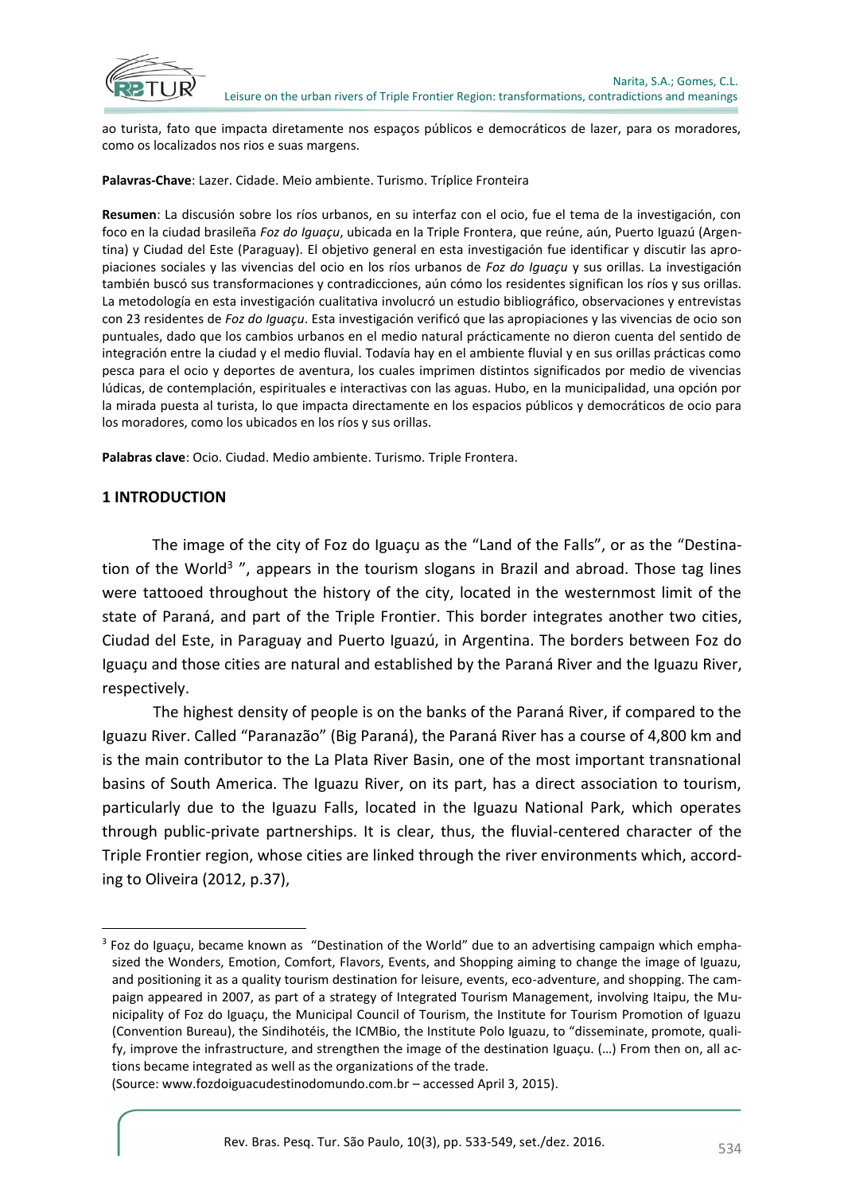ao turista, fato que impacta diretamente nos espaços públicos e democráticos de lazer, para os moradores, como os localizados nos rios e suas margens.

**Palavras-Chave**: Lazer. Cidade. Meio ambiente. Turismo. Tríplice Fronteira

**Resumen**: La discusión sobre los ríos urbanos, en su interfaz con el ocio, fue el tema de la investigación, con foco en la ciudad brasileña *Foz do Iguaçu*, ubicada en la Triple Frontera, que reúne, aún, Puerto Iguazú (Argentina) y Ciudad del Este (Paraguay). El objetivo general en esta investigación fue identificar y discutir las apropiaciones sociales y las vivencias del ocio en los ríos urbanos de *Foz do Iguaçu* y sus orillas. La investigación también buscó sus transformaciones y contradicciones, aún cómo los residentes significan los ríos y sus orillas. La metodología en esta investigación cualitativa involucró un estudio bibliográfico, observaciones y entrevistas con 23 residentes de *Foz do Iguaçu*. Esta investigación verificó que las apropiaciones y las vivencias de ocio son puntuales, dado que los cambios urbanos en el medio natural prácticamente no dieron cuenta del sentido de integración entre la ciudad y el medio fluvial. Todavía hay en el ambiente fluvial y en sus orillas prácticas como pesca para el ocio y deportes de aventura, los cuales imprimen distintos significados por medio de vivencias lúdicas, de contemplación, espirituales e interactivas con las aguas. Hubo, en la municipalidad, una opción por la mirada puesta al turista, lo que impacta directamente en los espacios públicos y democráticos de ocio para los moradores, como los ubicados en los ríos y sus orillas.

**Palabras clave**: Ocio. Ciudad. Medio ambiente. Turismo. Triple Frontera.

## 1 INTRODUCTION

The image of the city of Foz do Iguaçu as the "Land of the Falls", or as the "Destination of the World[3] ", appears in the tourism slogans in Brazil and abroad. Those tag lines were tattooed throughout the history of the city, located in the westernmost limit of the state of Paraná, and part of the Triple Frontier. This border integrates another two cities, Ciudad del Este, in Paraguay and Puerto Iguazú, in Argentina. The borders between Foz do Iguaçu and those cities are natural and established by the Paraná River and the Iguazu River, respectively.

The highest density of people is on the banks of the Paraná River, if compared to the Iguazu River. Called "Paranazão" (Big Paraná), the Paraná River has a course of 4,800 km and is the main contributor to the La Plata River Basin, one of the most important transnational basins of South America. The Iguazu River, on its part, has a direct association to tourism, particularly due to the Iguazu Falls, located in the Iguazu National Park, which operates through public-private partnerships. It is clear, thus, the fluvial-centered character of the Triple Frontier region, whose cities are linked through the river environments which, according to Oliveira (2012, p.37),

[3] Foz do Iguaçu, became known as "Destination of the World" due to an advertising campaign which emphasized the Wonders, Emotion, Comfort, Flavors, Events, and Shopping aiming to change the image of Iguazu, and positioning it as a quality tourism destination for leisure, events, eco-adventure, and shopping. The campaign appeared in 2007, as part of a strategy of Integrated Tourism Management, involving Itaipu, the Municipality of Foz do Iguaçu, the Municipal Council of Tourism, the Institute for Tourism Promotion of Iguazu (Convention Bureau), the Sindihotéis, the ICMBio, the Institute Polo Iguazu, to "disseminate, promote, qualify, improve the infrastructure, and strengthen the image of the destination Iguaçu. (…) From then on, all actions became integrated as well as the organizations of the trade.
(Source: www.fozdoiguacudestinodomundo.com.br – accessed April 3, 2015).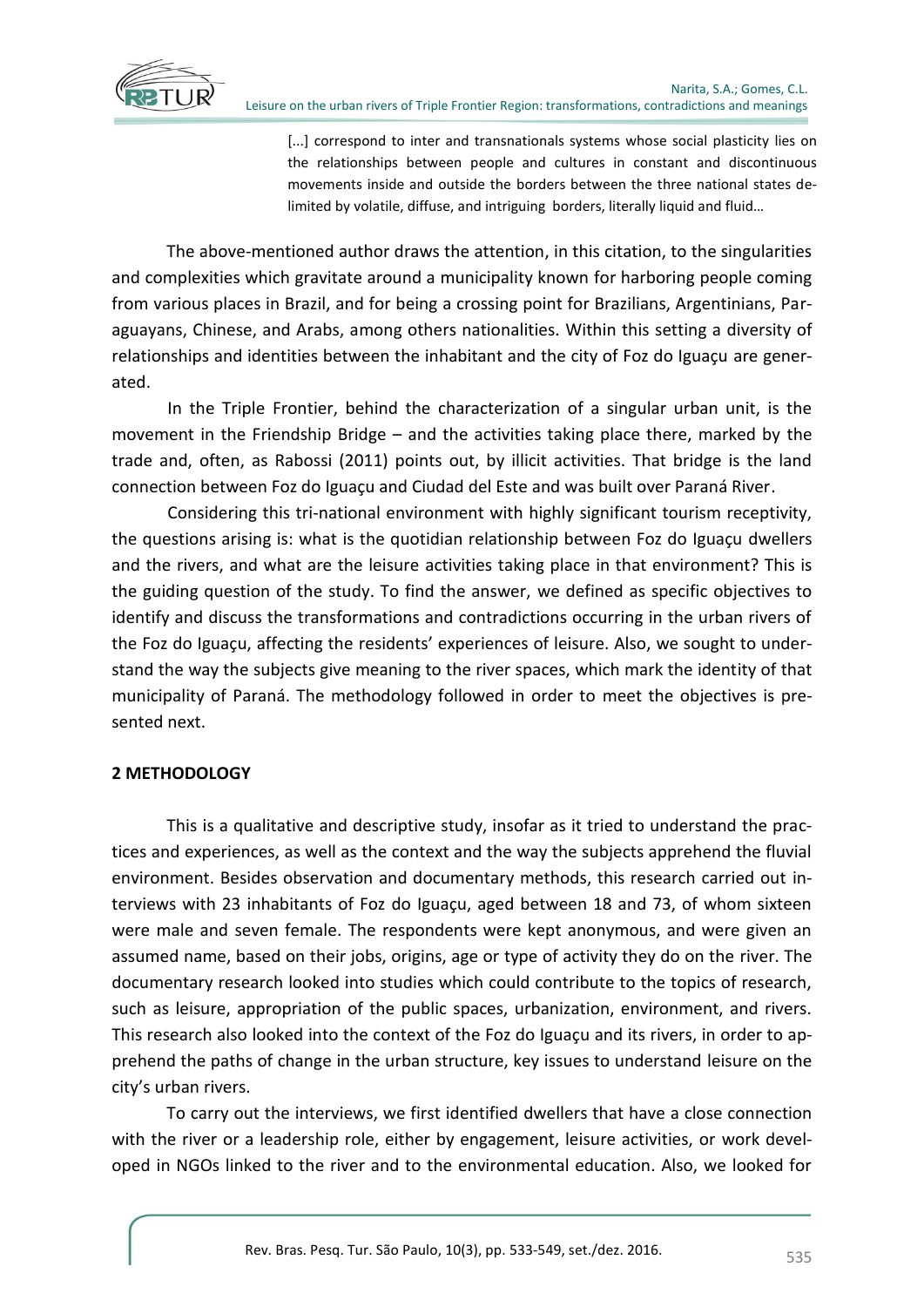> [...] correspond to inter and transnationals systems whose social plasticity lies on the relationships between people and cultures in constant and discontinuous movements inside and outside the borders between the three national states delimited by volatile, diffuse, and intriguing borders, literally liquid and fluid…

The above-mentioned author draws the attention, in this citation, to the singularities and complexities which gravitate around a municipality known for harboring people coming from various places in Brazil, and for being a crossing point for Brazilians, Argentinians, Paraguayans, Chinese, and Arabs, among others nationalities. Within this setting a diversity of relationships and identities between the inhabitant and the city of Foz do Iguaçu are generated.

In the Triple Frontier, behind the characterization of a singular urban unit, is the movement in the Friendship Bridge – and the activities taking place there, marked by the trade and, often, as Rabossi (2011) points out, by illicit activities. That bridge is the land connection between Foz do Iguaçu and Ciudad del Este and was built over Paraná River.

Considering this tri-national environment with highly significant tourism receptivity, the questions arising is: what is the quotidian relationship between Foz do Iguaçu dwellers and the rivers, and what are the leisure activities taking place in that environment? This is the guiding question of the study. To find the answer, we defined as specific objectives to identify and discuss the transformations and contradictions occurring in the urban rivers of the Foz do Iguaçu, affecting the residents' experiences of leisure. Also, we sought to understand the way the subjects give meaning to the river spaces, which mark the identity of that municipality of Paraná. The methodology followed in order to meet the objectives is presented next.

## 2 METHODOLOGY

This is a qualitative and descriptive study, insofar as it tried to understand the practices and experiences, as well as the context and the way the subjects apprehend the fluvial environment. Besides observation and documentary methods, this research carried out interviews with 23 inhabitants of Foz do Iguaçu, aged between 18 and 73, of whom sixteen were male and seven female. The respondents were kept anonymous, and were given an assumed name, based on their jobs, origins, age or type of activity they do on the river. The documentary research looked into studies which could contribute to the topics of research, such as leisure, appropriation of the public spaces, urbanization, environment, and rivers. This research also looked into the context of the Foz do Iguaçu and its rivers, in order to apprehend the paths of change in the urban structure, key issues to understand leisure on the city's urban rivers.

To carry out the interviews, we first identified dwellers that have a close connection with the river or a leadership role, either by engagement, leisure activities, or work developed in NGOs linked to the river and to the environmental education. Also, we looked for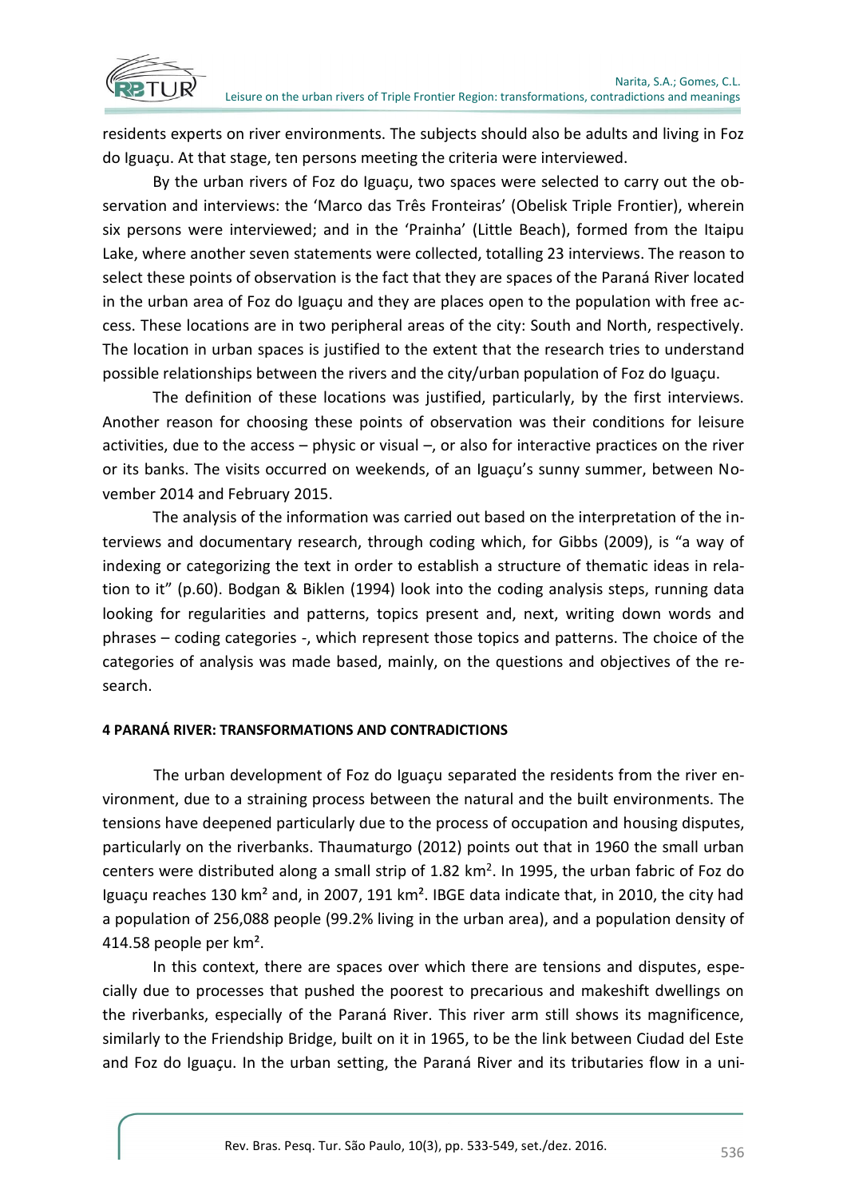residents experts on river environments. The subjects should also be adults and living in Foz do Iguaçu. At that stage, ten persons meeting the criteria were interviewed.

By the urban rivers of Foz do Iguaçu, two spaces were selected to carry out the observation and interviews: the 'Marco das Três Fronteiras' (Obelisk Triple Frontier), wherein six persons were interviewed; and in the 'Prainha' (Little Beach), formed from the Itaipu Lake, where another seven statements were collected, totalling 23 interviews. The reason to select these points of observation is the fact that they are spaces of the Paraná River located in the urban area of Foz do Iguaçu and they are places open to the population with free access. These locations are in two peripheral areas of the city: South and North, respectively. The location in urban spaces is justified to the extent that the research tries to understand possible relationships between the rivers and the city/urban population of Foz do Iguaçu.

The definition of these locations was justified, particularly, by the first interviews. Another reason for choosing these points of observation was their conditions for leisure activities, due to the access – physic or visual –, or also for interactive practices on the river or its banks. The visits occurred on weekends, of an Iguaçu's sunny summer, between November 2014 and February 2015.

The analysis of the information was carried out based on the interpretation of the interviews and documentary research, through coding which, for Gibbs (2009), is "a way of indexing or categorizing the text in order to establish a structure of thematic ideas in relation to it" (p.60). Bodgan & Biklen (1994) look into the coding analysis steps, running data looking for regularities and patterns, topics present and, next, writing down words and phrases – coding categories -, which represent those topics and patterns. The choice of the categories of analysis was made based, mainly, on the questions and objectives of the research.

## 4 PARANÁ RIVER: TRANSFORMATIONS AND CONTRADICTIONS

The urban development of Foz do Iguaçu separated the residents from the river environment, due to a straining process between the natural and the built environments. The tensions have deepened particularly due to the process of occupation and housing disputes, particularly on the riverbanks. Thaumaturgo (2012) points out that in 1960 the small urban centers were distributed along a small strip of 1.82 km². In 1995, the urban fabric of Foz do Iguaçu reaches 130 km² and, in 2007, 191 km². IBGE data indicate that, in 2010, the city had a population of 256,088 people (99.2% living in the urban area), and a population density of 414.58 people per km².

In this context, there are spaces over which there are tensions and disputes, especially due to processes that pushed the poorest to precarious and makeshift dwellings on the riverbanks, especially of the Paraná River. This river arm still shows its magnificence, similarly to the Friendship Bridge, built on it in 1965, to be the link between Ciudad del Este and Foz do Iguaçu. In the urban setting, the Paraná River and its tributaries flow in a uni-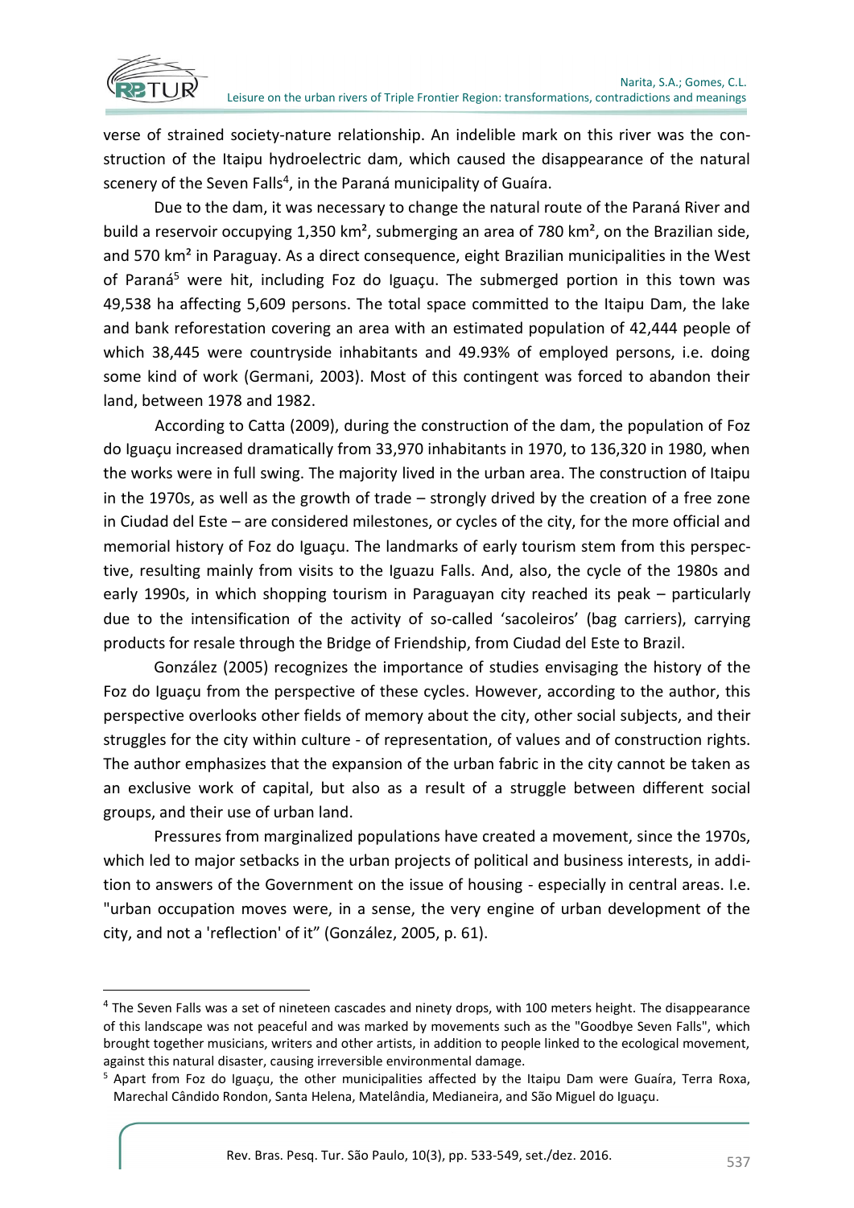verse of strained society-nature relationship. An indelible mark on this river was the construction of the Itaipu hydroelectric dam, which caused the disappearance of the natural scenery of the Seven Falls[4], in the Paraná municipality of Guaíra.

Due to the dam, it was necessary to change the natural route of the Paraná River and build a reservoir occupying 1,350 km², submerging an area of 780 km², on the Brazilian side, and 570 km² in Paraguay. As a direct consequence, eight Brazilian municipalities in the West of Paraná[5] were hit, including Foz do Iguaçu. The submerged portion in this town was 49,538 ha affecting 5,609 persons. The total space committed to the Itaipu Dam, the lake and bank reforestation covering an area with an estimated population of 42,444 people of which 38,445 were countryside inhabitants and 49.93% of employed persons, i.e. doing some kind of work (Germani, 2003). Most of this contingent was forced to abandon their land, between 1978 and 1982.

According to Catta (2009), during the construction of the dam, the population of Foz do Iguaçu increased dramatically from 33,970 inhabitants in 1970, to 136,320 in 1980, when the works were in full swing. The majority lived in the urban area. The construction of Itaipu in the 1970s, as well as the growth of trade – strongly drived by the creation of a free zone in Ciudad del Este – are considered milestones, or cycles of the city, for the more official and memorial history of Foz do Iguaçu. The landmarks of early tourism stem from this perspective, resulting mainly from visits to the Iguazu Falls. And, also, the cycle of the 1980s and early 1990s, in which shopping tourism in Paraguayan city reached its peak – particularly due to the intensification of the activity of so-called 'sacoleiros' (bag carriers), carrying products for resale through the Bridge of Friendship, from Ciudad del Este to Brazil.

González (2005) recognizes the importance of studies envisaging the history of the Foz do Iguaçu from the perspective of these cycles. However, according to the author, this perspective overlooks other fields of memory about the city, other social subjects, and their struggles for the city within culture - of representation, of values and of construction rights. The author emphasizes that the expansion of the urban fabric in the city cannot be taken as an exclusive work of capital, but also as a result of a struggle between different social groups, and their use of urban land.

Pressures from marginalized populations have created a movement, since the 1970s, which led to major setbacks in the urban projects of political and business interests, in addition to answers of the Government on the issue of housing - especially in central areas. I.e. "urban occupation moves were, in a sense, the very engine of urban development of the city, and not a 'reflection' of it" (González, 2005, p. 61).

---

[4] The Seven Falls was a set of nineteen cascades and ninety drops, with 100 meters height. The disappearance of this landscape was not peaceful and was marked by movements such as the "Goodbye Seven Falls", which brought together musicians, writers and other artists, in addition to people linked to the ecological movement, against this natural disaster, causing irreversible environmental damage.

[5] Apart from Foz do Iguaçu, the other municipalities affected by the Itaipu Dam were Guaíra, Terra Roxa, Marechal Cândido Rondon, Santa Helena, Matelândia, Medianeira, and São Miguel do Iguaçu.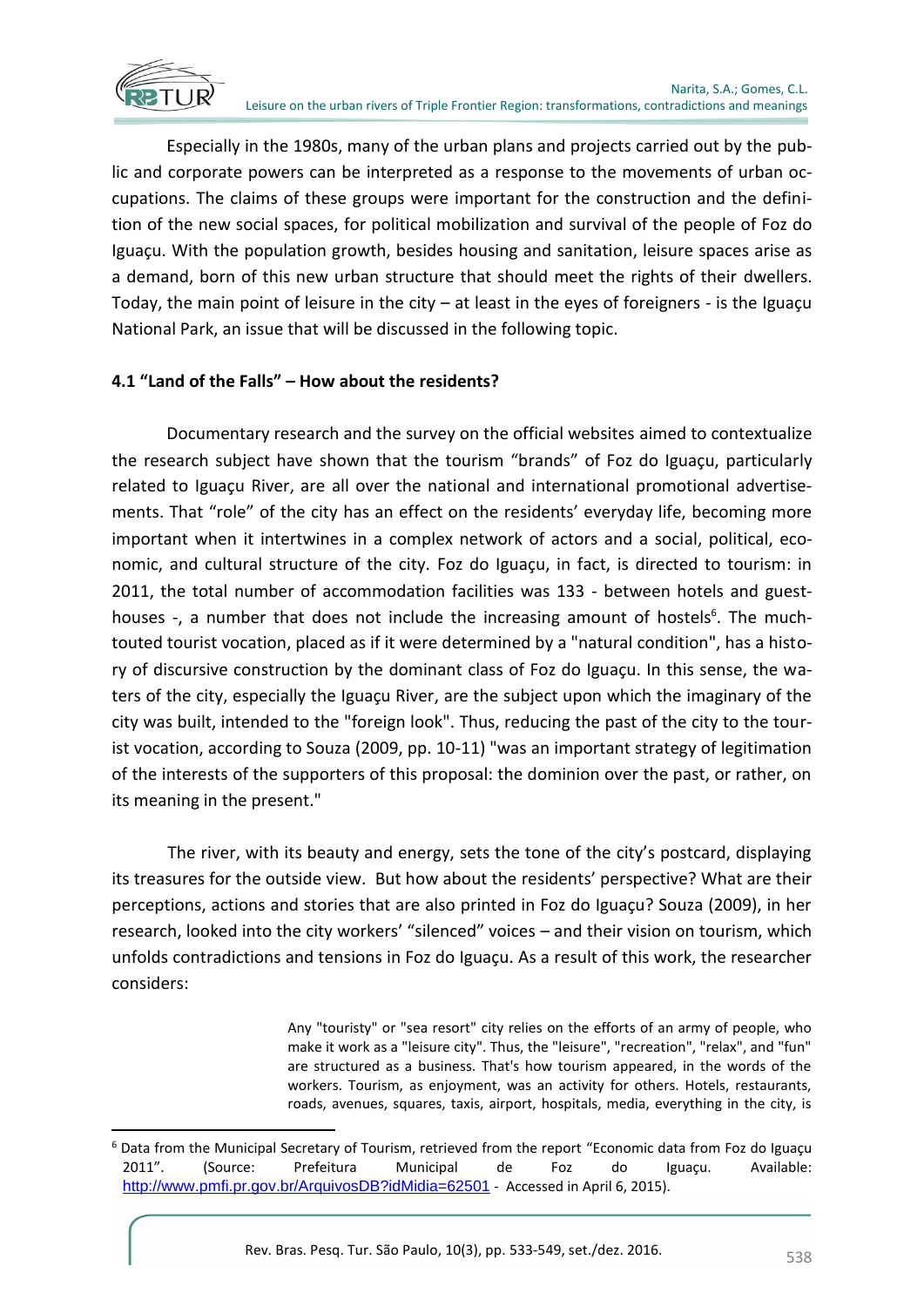Especially in the 1980s, many of the urban plans and projects carried out by the public and corporate powers can be interpreted as a response to the movements of urban occupations. The claims of these groups were important for the construction and the definition of the new social spaces, for political mobilization and survival of the people of Foz do Iguaçu. With the population growth, besides housing and sanitation, leisure spaces arise as a demand, born of this new urban structure that should meet the rights of their dwellers. Today, the main point of leisure in the city – at least in the eyes of foreigners - is the Iguaçu National Park, an issue that will be discussed in the following topic.

### 4.1 "Land of the Falls" – How about the residents?

Documentary research and the survey on the official websites aimed to contextualize the research subject have shown that the tourism "brands" of Foz do Iguaçu, particularly related to Iguaçu River, are all over the national and international promotional advertisements. That "role" of the city has an effect on the residents' everyday life, becoming more important when it intertwines in a complex network of actors and a social, political, economic, and cultural structure of the city. Foz do Iguaçu, in fact, is directed to tourism: in 2011, the total number of accommodation facilities was 133 - between hotels and guesthouses -, a number that does not include the increasing amount of hostels[6]. The much-touted tourist vocation, placed as if it were determined by a "natural condition", has a history of discursive construction by the dominant class of Foz do Iguaçu. In this sense, the waters of the city, especially the Iguaçu River, are the subject upon which the imaginary of the city was built, intended to the "foreign look". Thus, reducing the past of the city to the tourist vocation, according to Souza (2009, pp. 10-11) "was an important strategy of legitimation of the interests of the supporters of this proposal: the dominion over the past, or rather, on its meaning in the present."

The river, with its beauty and energy, sets the tone of the city's postcard, displaying its treasures for the outside view. But how about the residents' perspective? What are their perceptions, actions and stories that are also printed in Foz do Iguaçu? Souza (2009), in her research, looked into the city workers' "silenced" voices – and their vision on tourism, which unfolds contradictions and tensions in Foz do Iguaçu. As a result of this work, the researcher considers:

> Any "touristy" or "sea resort" city relies on the efforts of an army of people, who make it work as a "leisure city". Thus, the "leisure", "recreation", "relax", and "fun" are structured as a business. That's how tourism appeared, in the words of the workers. Tourism, as enjoyment, was an activity for others. Hotels, restaurants, roads, avenues, squares, taxis, airport, hospitals, media, everything in the city, is

[6] Data from the Municipal Secretary of Tourism, retrieved from the report "Economic data from Foz do Iguaçu 2011". (Source: Prefeitura Municipal de Foz do Iguaçu. Available: http://www.pmfi.pr.gov.br/ArquivosDB?idMidia=62501 - Accessed in April 6, 2015).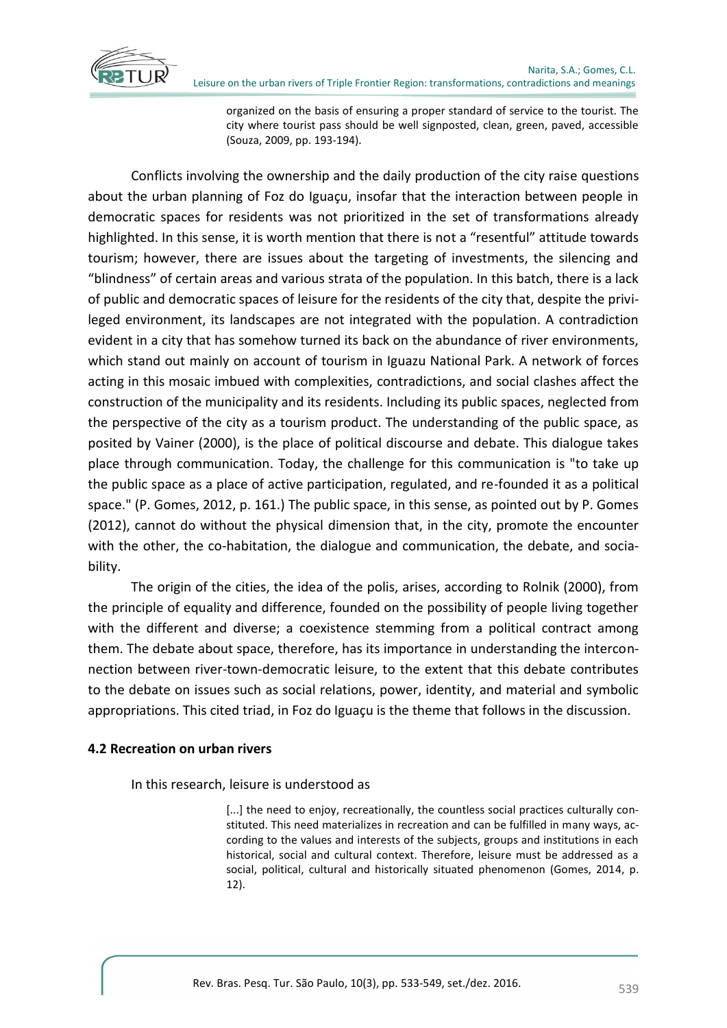> organized on the basis of ensuring a proper standard of service to the tourist. The city where tourist pass should be well signposted, clean, green, paved, accessible (Souza, 2009, pp. 193-194).

Conflicts involving the ownership and the daily production of the city raise questions about the urban planning of Foz do Iguaçu, insofar that the interaction between people in democratic spaces for residents was not prioritized in the set of transformations already highlighted. In this sense, it is worth mention that there is not a "resentful" attitude towards tourism; however, there are issues about the targeting of investments, the silencing and "blindness" of certain areas and various strata of the population. In this batch, there is a lack of public and democratic spaces of leisure for the residents of the city that, despite the privileged environment, its landscapes are not integrated with the population. A contradiction evident in a city that has somehow turned its back on the abundance of river environments, which stand out mainly on account of tourism in Iguazu National Park. A network of forces acting in this mosaic imbued with complexities, contradictions, and social clashes affect the construction of the municipality and its residents. Including its public spaces, neglected from the perspective of the city as a tourism product. The understanding of the public space, as posited by Vainer (2000), is the place of political discourse and debate. This dialogue takes place through communication. Today, the challenge for this communication is "to take up the public space as a place of active participation, regulated, and re-founded it as a political space." (P. Gomes, 2012, p. 161.) The public space, in this sense, as pointed out by P. Gomes (2012), cannot do without the physical dimension that, in the city, promote the encounter with the other, the co-habitation, the dialogue and communication, the debate, and sociability.

The origin of the cities, the idea of the polis, arises, according to Rolnik (2000), from the principle of equality and difference, founded on the possibility of people living together with the different and diverse; a coexistence stemming from a political contract among them. The debate about space, therefore, has its importance in understanding the interconnection between river-town-democratic leisure, to the extent that this debate contributes to the debate on issues such as social relations, power, identity, and material and symbolic appropriations. This cited triad, in Foz do Iguaçu is the theme that follows in the discussion.

### 4.2 Recreation on urban rivers

In this research, leisure is understood as

> [...] the need to enjoy, recreationally, the countless social practices culturally constituted. This need materializes in recreation and can be fulfilled in many ways, according to the values and interests of the subjects, groups and institutions in each historical, social and cultural context. Therefore, leisure must be addressed as a social, political, cultural and historically situated phenomenon (Gomes, 2014, p. 12).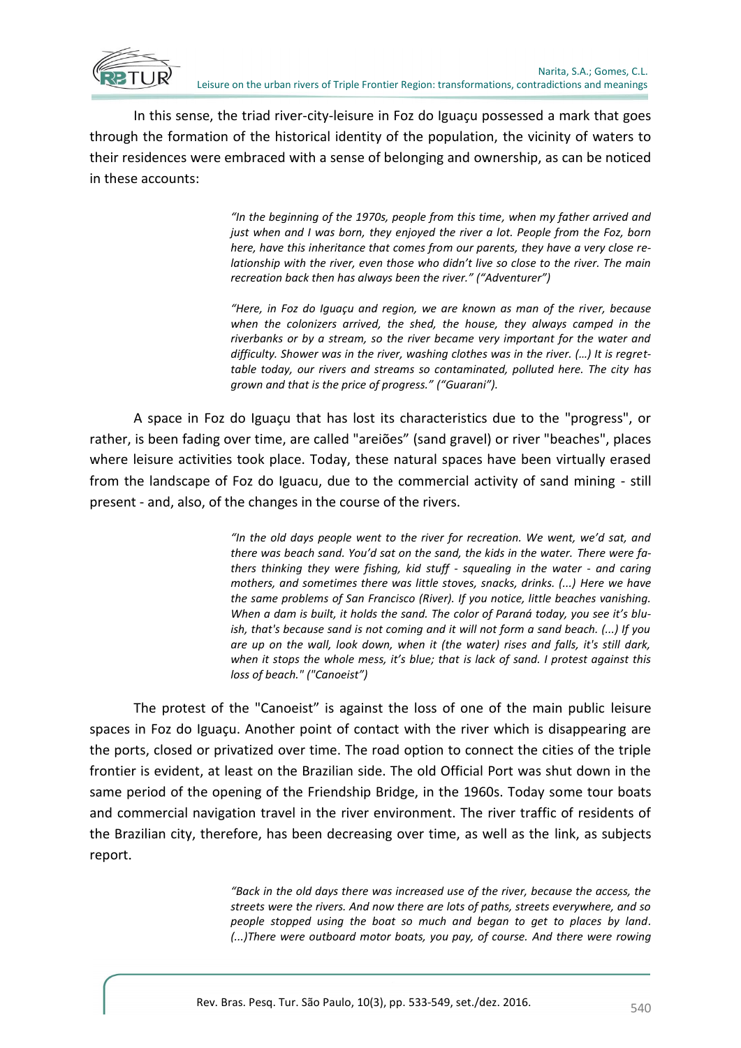In this sense, the triad river-city-leisure in Foz do Iguaçu possessed a mark that goes through the formation of the historical identity of the population, the vicinity of waters to their residences were embraced with a sense of belonging and ownership, as can be noticed in these accounts:

> *"In the beginning of the 1970s, people from this time, when my father arrived and just when and I was born, they enjoyed the river a lot. People from the Foz, born here, have this inheritance that comes from our parents, they have a very close relationship with the river, even those who didn't live so close to the river. The main recreation back then has always been the river." ("Adventurer")*

> *"Here, in Foz do Iguaçu and region, we are known as man of the river, because when the colonizers arrived, the shed, the house, they always camped in the riverbanks or by a stream, so the river became very important for the water and difficulty. Shower was in the river, washing clothes was in the river. (…) It is regrettable today, our rivers and streams so contaminated, polluted here. The city has grown and that is the price of progress." ("Guarani").*

A space in Foz do Iguaçu that has lost its characteristics due to the "progress", or rather, is been fading over time, are called "areiões" (sand gravel) or river "beaches", places where leisure activities took place. Today, these natural spaces have been virtually erased from the landscape of Foz do Iguacu, due to the commercial activity of sand mining - still present - and, also, of the changes in the course of the rivers.

> *"In the old days people went to the river for recreation. We went, we'd sat, and there was beach sand. You'd sat on the sand, the kids in the water. There were fathers thinking they were fishing, kid stuff - squealing in the water - and caring mothers, and sometimes there was little stoves, snacks, drinks. (...) Here we have the same problems of San Francisco (River). If you notice, little beaches vanishing. When a dam is built, it holds the sand. The color of Paraná today, you see it's bluish, that's because sand is not coming and it will not form a sand beach. (...) If you are up on the wall, look down, when it (the water) rises and falls, it's still dark, when it stops the whole mess, it's blue; that is lack of sand. I protest against this loss of beach." ("Canoeist")*

The protest of the "Canoeist" is against the loss of one of the main public leisure spaces in Foz do Iguaçu. Another point of contact with the river which is disappearing are the ports, closed or privatized over time. The road option to connect the cities of the triple frontier is evident, at least on the Brazilian side. The old Official Port was shut down in the same period of the opening of the Friendship Bridge, in the 1960s. Today some tour boats and commercial navigation travel in the river environment. The river traffic of residents of the Brazilian city, therefore, has been decreasing over time, as well as the link, as subjects report.

> *"Back in the old days there was increased use of the river, because the access, the streets were the rivers. And now there are lots of paths, streets everywhere, and so people stopped using the boat so much and began to get to places by land. (...)There were outboard motor boats, you pay, of course. And there were rowing*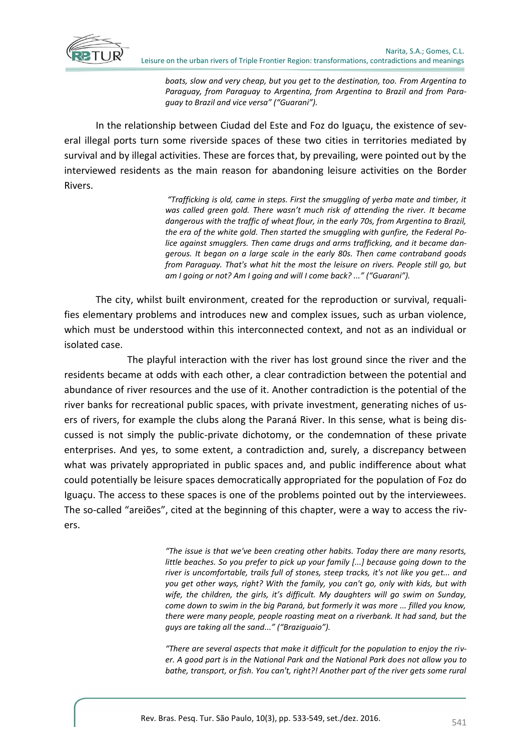*boats, slow and very cheap, but you get to the destination, too. From Argentina to Paraguay, from Paraguay to Argentina, from Argentina to Brazil and from Paraguay to Brazil and vice versa" ("Guarani").*

In the relationship between Ciudad del Este and Foz do Iguaçu, the existence of several illegal ports turn some riverside spaces of these two cities in territories mediated by survival and by illegal activities. These are forces that, by prevailing, were pointed out by the interviewed residents as the main reason for abandoning leisure activities on the Border Rivers.

> *"Trafficking is old, came in steps. First the smuggling of yerba mate and timber, it was called green gold. There wasn't much risk of attending the river. It became dangerous with the traffic of wheat flour, in the early 70s, from Argentina to Brazil, the era of the white gold. Then started the smuggling with gunfire, the Federal Police against smugglers. Then came drugs and arms trafficking, and it became dangerous. It began on a large scale in the early 80s. Then came contraband goods from Paraguay. That's what hit the most the leisure on rivers. People still go, but am I going or not? Am I going and will I come back? ..." ("Guarani").*

The city, whilst built environment, created for the reproduction or survival, requalifies elementary problems and introduces new and complex issues, such as urban violence, which must be understood within this interconnected context, and not as an individual or isolated case.

The playful interaction with the river has lost ground since the river and the residents became at odds with each other, a clear contradiction between the potential and abundance of river resources and the use of it. Another contradiction is the potential of the river banks for recreational public spaces, with private investment, generating niches of users of rivers, for example the clubs along the Paraná River. In this sense, what is being discussed is not simply the public-private dichotomy, or the condemnation of these private enterprises. And yes, to some extent, a contradiction and, surely, a discrepancy between what was privately appropriated in public spaces and, and public indifference about what could potentially be leisure spaces democratically appropriated for the population of Foz do Iguaçu. The access to these spaces is one of the problems pointed out by the interviewees. The so-called "areiões", cited at the beginning of this chapter, were a way to access the rivers.

> *"The issue is that we've been creating other habits. Today there are many resorts, little beaches. So you prefer to pick up your family [...] because going down to the river is uncomfortable, trails full of stones, steep tracks, it's not like you get... and you get other ways, right? With the family, you can't go, only with kids, but with wife, the children, the girls, it's difficult. My daughters will go swim on Sunday, come down to swim in the big Paraná, but formerly it was more ... filled you know, there were many people, people roasting meat on a riverbank. It had sand, but the guys are taking all the sand..." ("Braziguaio").*

> *"There are several aspects that make it difficult for the population to enjoy the river. A good part is in the National Park and the National Park does not allow you to bathe, transport, or fish. You can't, right?! Another part of the river gets some rural*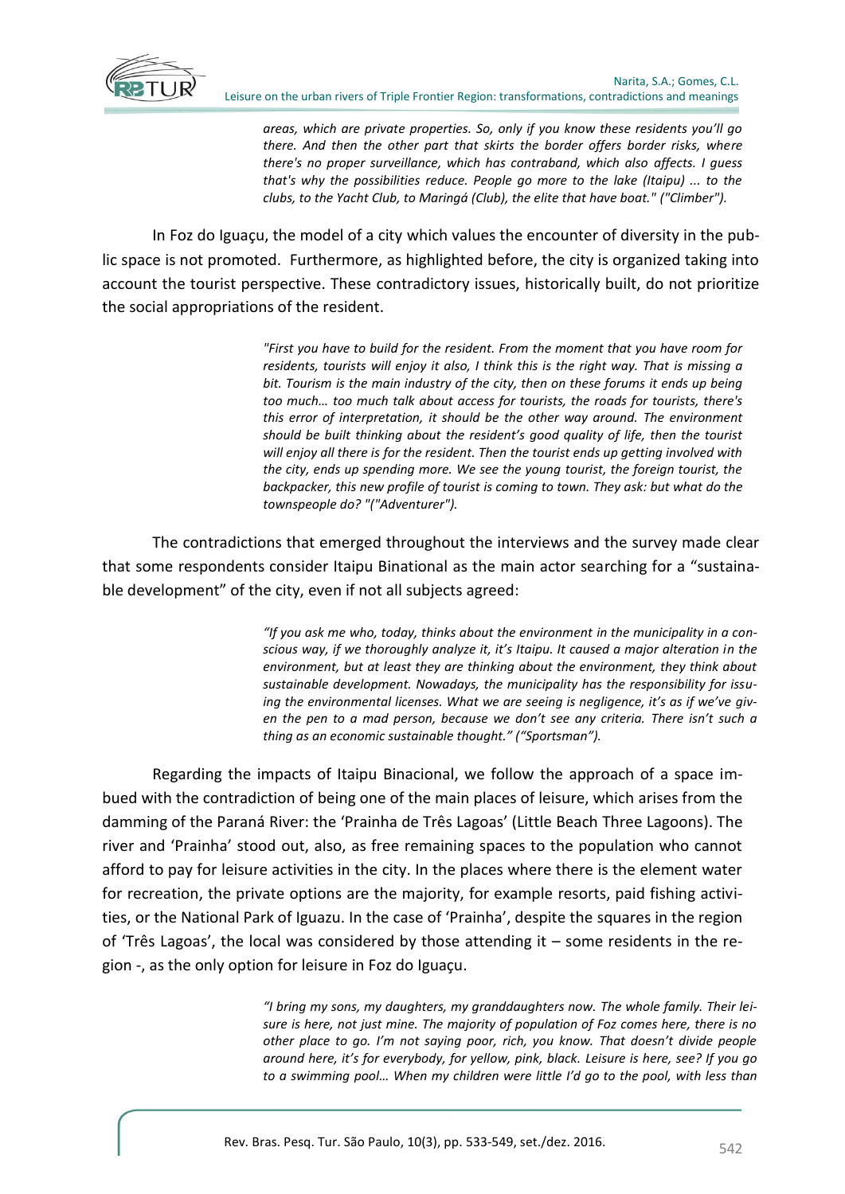*areas, which are private properties. So, only if you know these residents you'll go there. And then the other part that skirts the border offers border risks, where there's no proper surveillance, which has contraband, which also affects. I guess that's why the possibilities reduce. People go more to the lake (Itaipu) ... to the clubs, to the Yacht Club, to Maringá (Club), the elite that have boat." ("Climber").*

In Foz do Iguaçu, the model of a city which values the encounter of diversity in the public space is not promoted. Furthermore, as highlighted before, the city is organized taking into account the tourist perspective. These contradictory issues, historically built, do not prioritize the social appropriations of the resident.

> *"First you have to build for the resident. From the moment that you have room for residents, tourists will enjoy it also, I think this is the right way. That is missing a bit. Tourism is the main industry of the city, then on these forums it ends up being too much… too much talk about access for tourists, the roads for tourists, there's this error of interpretation, it should be the other way around. The environment should be built thinking about the resident's good quality of life, then the tourist will enjoy all there is for the resident. Then the tourist ends up getting involved with the city, ends up spending more. We see the young tourist, the foreign tourist, the backpacker, this new profile of tourist is coming to town. They ask: but what do the townspeople do? "("Adventurer").*

The contradictions that emerged throughout the interviews and the survey made clear that some respondents consider Itaipu Binational as the main actor searching for a "sustainable development" of the city, even if not all subjects agreed:

> *"If you ask me who, today, thinks about the environment in the municipality in a conscious way, if we thoroughly analyze it, it's Itaipu. It caused a major alteration in the environment, but at least they are thinking about the environment, they think about sustainable development. Nowadays, the municipality has the responsibility for issuing the environmental licenses. What we are seeing is negligence, it's as if we've given the pen to a mad person, because we don't see any criteria. There isn't such a thing as an economic sustainable thought." ("Sportsman").*

Regarding the impacts of Itaipu Binacional, we follow the approach of a space imbued with the contradiction of being one of the main places of leisure, which arises from the damming of the Paraná River: the 'Prainha de Três Lagoas' (Little Beach Three Lagoons). The river and 'Prainha' stood out, also, as free remaining spaces to the population who cannot afford to pay for leisure activities in the city. In the places where there is the element water for recreation, the private options are the majority, for example resorts, paid fishing activities, or the National Park of Iguazu. In the case of 'Prainha', despite the squares in the region of 'Três Lagoas', the local was considered by those attending it – some residents in the region -, as the only option for leisure in Foz do Iguaçu.

> *"I bring my sons, my daughters, my granddaughters now. The whole family. Their leisure is here, not just mine. The majority of population of Foz comes here, there is no other place to go. I'm not saying poor, rich, you know. That doesn't divide people around here, it's for everybody, for yellow, pink, black. Leisure is here, see? If you go to a swimming pool… When my children were little I'd go to the pool, with less than*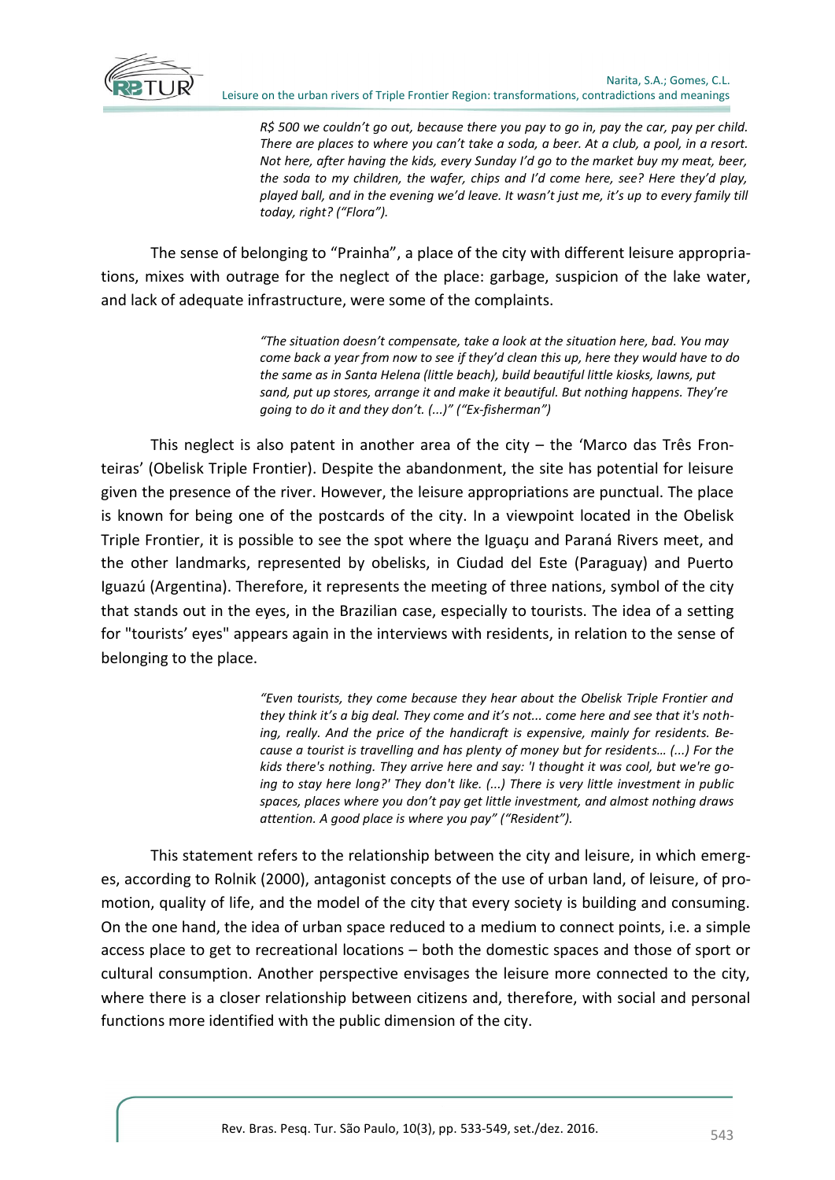*R$ 500 we couldn't go out, because there you pay to go in, pay the car, pay per child. There are places to where you can't take a soda, a beer. At a club, a pool, in a resort. Not here, after having the kids, every Sunday I'd go to the market buy my meat, beer, the soda to my children, the wafer, chips and I'd come here, see? Here they'd play, played ball, and in the evening we'd leave. It wasn't just me, it's up to every family till today, right? ("Flora").*

The sense of belonging to "Prainha", a place of the city with different leisure appropriations, mixes with outrage for the neglect of the place: garbage, suspicion of the lake water, and lack of adequate infrastructure, were some of the complaints.

*"The situation doesn't compensate, take a look at the situation here, bad. You may come back a year from now to see if they'd clean this up, here they would have to do the same as in Santa Helena (little beach), build beautiful little kiosks, lawns, put sand, put up stores, arrange it and make it beautiful. But nothing happens. They're going to do it and they don't. (...)" ("Ex-fisherman")*

This neglect is also patent in another area of the city – the 'Marco das Três Fronteiras' (Obelisk Triple Frontier). Despite the abandonment, the site has potential for leisure given the presence of the river. However, the leisure appropriations are punctual. The place is known for being one of the postcards of the city. In a viewpoint located in the Obelisk Triple Frontier, it is possible to see the spot where the Iguaçu and Paraná Rivers meet, and the other landmarks, represented by obelisks, in Ciudad del Este (Paraguay) and Puerto Iguazú (Argentina). Therefore, it represents the meeting of three nations, symbol of the city that stands out in the eyes, in the Brazilian case, especially to tourists. The idea of a setting for "tourists' eyes" appears again in the interviews with residents, in relation to the sense of belonging to the place.

*"Even tourists, they come because they hear about the Obelisk Triple Frontier and they think it's a big deal. They come and it's not... come here and see that it's nothing, really. And the price of the handicraft is expensive, mainly for residents. Because a tourist is travelling and has plenty of money but for residents… (...) For the kids there's nothing. They arrive here and say: 'I thought it was cool, but we're going to stay here long?' They don't like. (...) There is very little investment in public spaces, places where you don't pay get little investment, and almost nothing draws attention. A good place is where you pay" ("Resident").*

This statement refers to the relationship between the city and leisure, in which emerges, according to Rolnik (2000), antagonist concepts of the use of urban land, of leisure, of promotion, quality of life, and the model of the city that every society is building and consuming. On the one hand, the idea of urban space reduced to a medium to connect points, i.e. a simple access place to get to recreational locations – both the domestic spaces and those of sport or cultural consumption. Another perspective envisages the leisure more connected to the city, where there is a closer relationship between citizens and, therefore, with social and personal functions more identified with the public dimension of the city.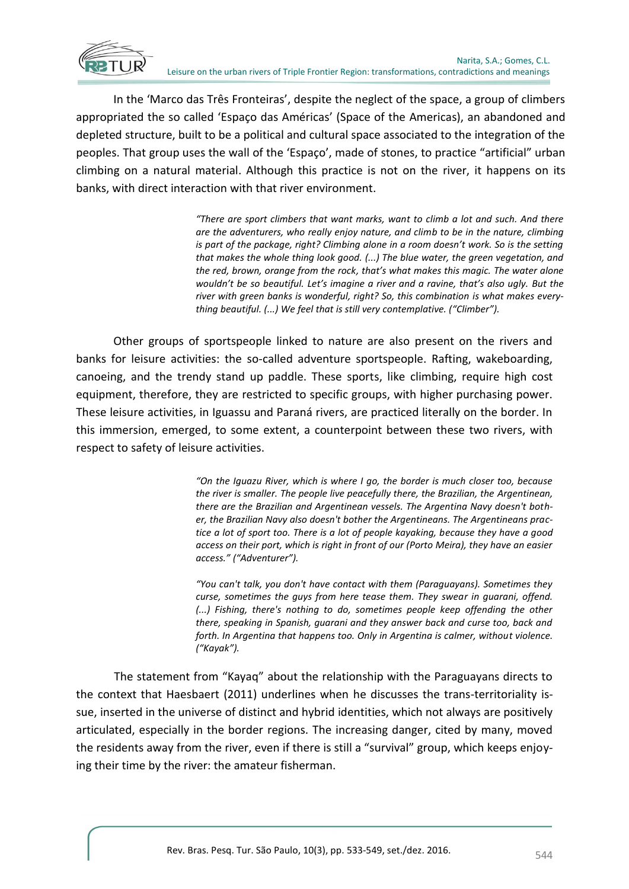In the 'Marco das Três Fronteiras', despite the neglect of the space, a group of climbers appropriated the so called 'Espaço das Américas' (Space of the Americas), an abandoned and depleted structure, built to be a political and cultural space associated to the integration of the peoples. That group uses the wall of the 'Espaço', made of stones, to practice "artificial" urban climbing on a natural material. Although this practice is not on the river, it happens on its banks, with direct interaction with that river environment.

> *"There are sport climbers that want marks, want to climb a lot and such. And there are the adventurers, who really enjoy nature, and climb to be in the nature, climbing is part of the package, right? Climbing alone in a room doesn't work. So is the setting that makes the whole thing look good. (...) The blue water, the green vegetation, and the red, brown, orange from the rock, that's what makes this magic. The water alone wouldn't be so beautiful. Let's imagine a river and a ravine, that's also ugly. But the river with green banks is wonderful, right? So, this combination is what makes everything beautiful. (...) We feel that is still very contemplative. ("Climber").*

Other groups of sportspeople linked to nature are also present on the rivers and banks for leisure activities: the so-called adventure sportspeople. Rafting, wakeboarding, canoeing, and the trendy stand up paddle. These sports, like climbing, require high cost equipment, therefore, they are restricted to specific groups, with higher purchasing power. These leisure activities, in Iguassu and Paraná rivers, are practiced literally on the border. In this immersion, emerged, to some extent, a counterpoint between these two rivers, with respect to safety of leisure activities.

> *"On the Iguazu River, which is where I go, the border is much closer too, because the river is smaller. The people live peacefully there, the Brazilian, the Argentinean, there are the Brazilian and Argentinean vessels. The Argentina Navy doesn't bother, the Brazilian Navy also doesn't bother the Argentineans. The Argentineans practice a lot of sport too. There is a lot of people kayaking, because they have a good access on their port, which is right in front of our (Porto Meira), they have an easier access." ("Adventurer").*

> *"You can't talk, you don't have contact with them (Paraguayans). Sometimes they curse, sometimes the guys from here tease them. They swear in guarani, offend. (...) Fishing, there's nothing to do, sometimes people keep offending the other there, speaking in Spanish, guarani and they answer back and curse too, back and forth. In Argentina that happens too. Only in Argentina is calmer, without violence. ("Kayak").*

The statement from "Kayaq" about the relationship with the Paraguayans directs to the context that Haesbaert (2011) underlines when he discusses the trans-territoriality issue, inserted in the universe of distinct and hybrid identities, which not always are positively articulated, especially in the border regions. The increasing danger, cited by many, moved the residents away from the river, even if there is still a "survival" group, which keeps enjoying their time by the river: the amateur fisherman.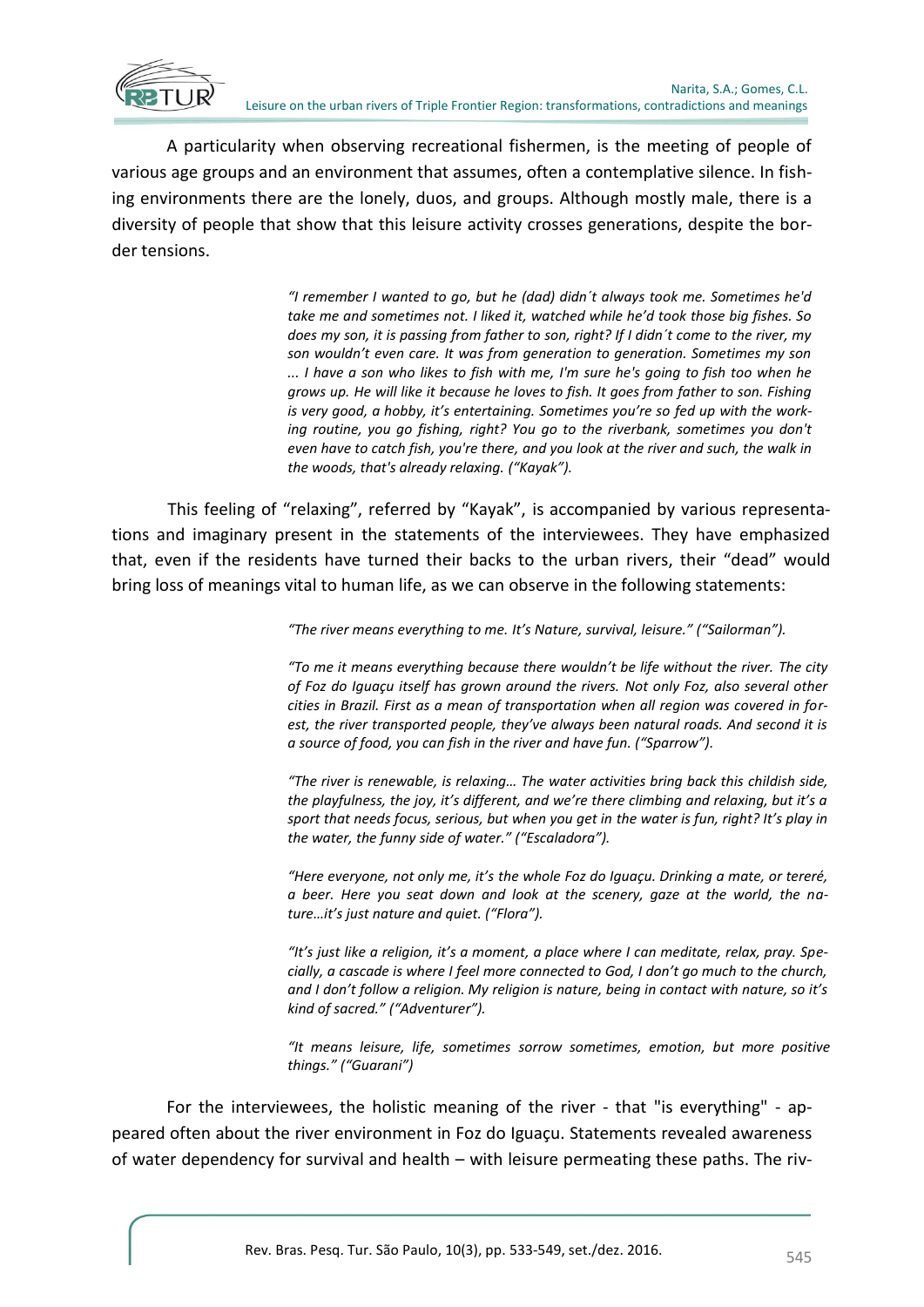A particularity when observing recreational fishermen, is the meeting of people of various age groups and an environment that assumes, often a contemplative silence. In fishing environments there are the lonely, duos, and groups. Although mostly male, there is a diversity of people that show that this leisure activity crosses generations, despite the border tensions.

> *"I remember I wanted to go, but he (dad) didn´t always took me. Sometimes he'd take me and sometimes not. I liked it, watched while he'd took those big fishes. So does my son, it is passing from father to son, right? If I didn´t come to the river, my son wouldn't even care. It was from generation to generation. Sometimes my son ... I have a son who likes to fish with me, I'm sure he's going to fish too when he grows up. He will like it because he loves to fish. It goes from father to son. Fishing is very good, a hobby, it's entertaining. Sometimes you're so fed up with the working routine, you go fishing, right? You go to the riverbank, sometimes you don't even have to catch fish, you're there, and you look at the river and such, the walk in the woods, that's already relaxing. ("Kayak").*

This feeling of "relaxing", referred by "Kayak", is accompanied by various representations and imaginary present in the statements of the interviewees. They have emphasized that, even if the residents have turned their backs to the urban rivers, their "dead" would bring loss of meanings vital to human life, as we can observe in the following statements:

> *"The river means everything to me. It's Nature, survival, leisure." ("Sailorman").*
>
> *"To me it means everything because there wouldn't be life without the river. The city of Foz do Iguaçu itself has grown around the rivers. Not only Foz, also several other cities in Brazil. First as a mean of transportation when all region was covered in forest, the river transported people, they've always been natural roads. And second it is a source of food, you can fish in the river and have fun. ("Sparrow").*
>
> *"The river is renewable, is relaxing… The water activities bring back this childish side, the playfulness, the joy, it's different, and we're there climbing and relaxing, but it's a sport that needs focus, serious, but when you get in the water is fun, right? It's play in the water, the funny side of water." ("Escaladora").*
>
> *"Here everyone, not only me, it's the whole Foz do Iguaçu. Drinking a mate, or tereré, a beer. Here you seat down and look at the scenery, gaze at the world, the nature…it's just nature and quiet. ("Flora").*
>
> *"It's just like a religion, it's a moment, a place where I can meditate, relax, pray. Specially, a cascade is where I feel more connected to God, I don't go much to the church, and I don't follow a religion. My religion is nature, being in contact with nature, so it's kind of sacred." ("Adventurer").*
>
> *"It means leisure, life, sometimes sorrow sometimes, emotion, but more positive things." ("Guarani")*

For the interviewees, the holistic meaning of the river - that "is everything" - appeared often about the river environment in Foz do Iguaçu. Statements revealed awareness of water dependency for survival and health – with leisure permeating these paths. The riv-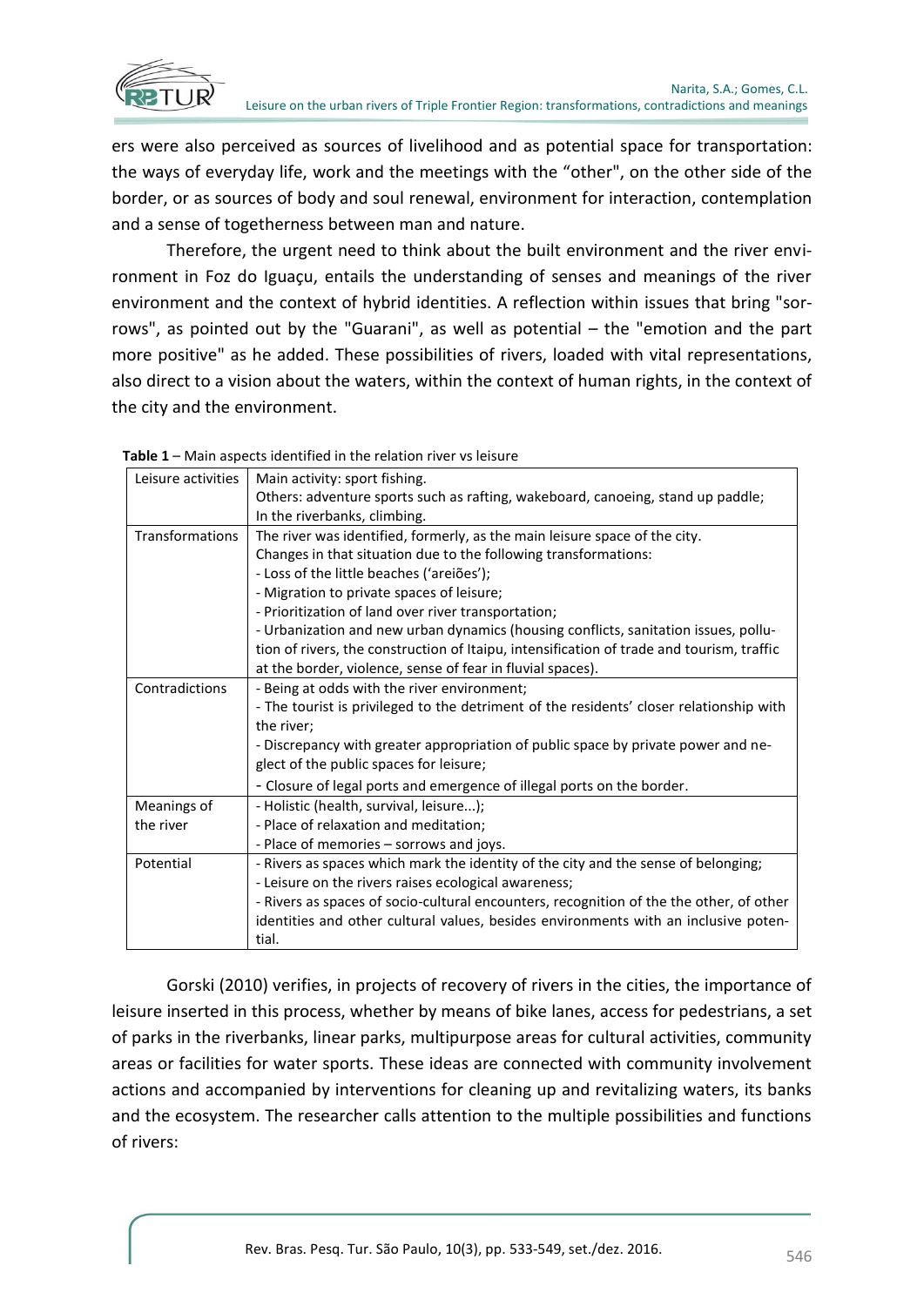ers were also perceived as sources of livelihood and as potential space for transportation: the ways of everyday life, work and the meetings with the "other", on the other side of the border, or as sources of body and soul renewal, environment for interaction, contemplation and a sense of togetherness between man and nature.

Therefore, the urgent need to think about the built environment and the river environment in Foz do Iguaçu, entails the understanding of senses and meanings of the river environment and the context of hybrid identities. A reflection within issues that bring "sorrows", as pointed out by the "Guarani", as well as potential – the "emotion and the part more positive" as he added. These possibilities of rivers, loaded with vital representations, also direct to a vision about the waters, within the context of human rights, in the context of the city and the environment.

**Table 1** – Main aspects identified in the relation river vs leisure

| | |
|---|---|
| Leisure activities | Main activity: sport fishing.<br>Others: adventure sports such as rafting, wakeboard, canoeing, stand up paddle;<br>In the riverbanks, climbing. |
| Transformations | The river was identified, formerly, as the main leisure space of the city.<br>Changes in that situation due to the following transformations:<br>- Loss of the little beaches ('areiões');<br>- Migration to private spaces of leisure;<br>- Prioritization of land over river transportation;<br>- Urbanization and new urban dynamics (housing conflicts, sanitation issues, pollution of rivers, the construction of Itaipu, intensification of trade and tourism, traffic at the border, violence, sense of fear in fluvial spaces). |
| Contradictions | - Being at odds with the river environment;<br>- The tourist is privileged to the detriment of the residents' closer relationship with the river;<br>- Discrepancy with greater appropriation of public space by private power and neglect of the public spaces for leisure;<br>- Closure of legal ports and emergence of illegal ports on the border. |
| Meanings of the river | - Holistic (health, survival, leisure...);<br>- Place of relaxation and meditation;<br>- Place of memories – sorrows and joys. |
| Potential | - Rivers as spaces which mark the identity of the city and the sense of belonging;<br>- Leisure on the rivers raises ecological awareness;<br>- Rivers as spaces of socio-cultural encounters, recognition of the the other, of other identities and other cultural values, besides environments with an inclusive potential. |

Gorski (2010) verifies, in projects of recovery of rivers in the cities, the importance of leisure inserted in this process, whether by means of bike lanes, access for pedestrians, a set of parks in the riverbanks, linear parks, multipurpose areas for cultural activities, community areas or facilities for water sports. These ideas are connected with community involvement actions and accompanied by interventions for cleaning up and revitalizing waters, its banks and the ecosystem. The researcher calls attention to the multiple possibilities and functions of rivers: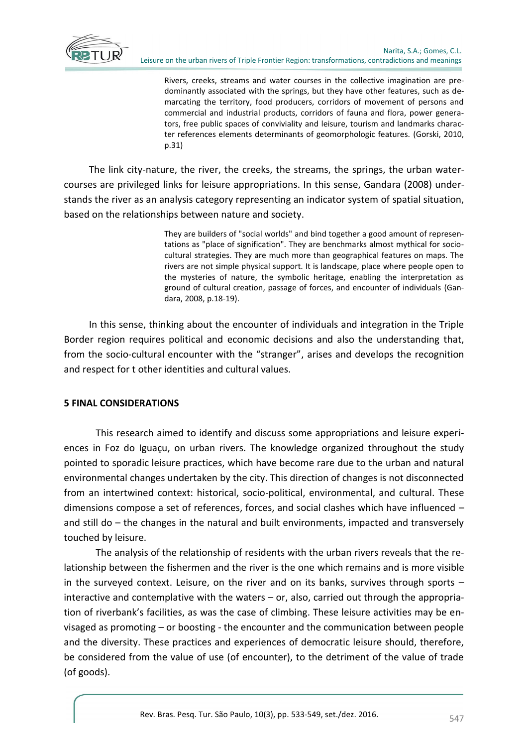> Rivers, creeks, streams and water courses in the collective imagination are predominantly associated with the springs, but they have other features, such as demarcating the territory, food producers, corridors of movement of persons and commercial and industrial products, corridors of fauna and flora, power generators, free public spaces of conviviality and leisure, tourism and landmarks character references elements determinants of geomorphologic features. (Gorski, 2010, p.31)

The link city-nature, the river, the creeks, the streams, the springs, the urban watercourses are privileged links for leisure appropriations. In this sense, Gandara (2008) understands the river as an analysis category representing an indicator system of spatial situation, based on the relationships between nature and society.

> They are builders of "social worlds" and bind together a good amount of representations as "place of signification". They are benchmarks almost mythical for sociocultural strategies. They are much more than geographical features on maps. The rivers are not simple physical support. It is landscape, place where people open to the mysteries of nature, the symbolic heritage, enabling the interpretation as ground of cultural creation, passage of forces, and encounter of individuals (Gandara, 2008, p.18-19).

In this sense, thinking about the encounter of individuals and integration in the Triple Border region requires political and economic decisions and also the understanding that, from the socio-cultural encounter with the "stranger", arises and develops the recognition and respect for t other identities and cultural values.

## 5 FINAL CONSIDERATIONS

This research aimed to identify and discuss some appropriations and leisure experiences in Foz do Iguaçu, on urban rivers. The knowledge organized throughout the study pointed to sporadic leisure practices, which have become rare due to the urban and natural environmental changes undertaken by the city. This direction of changes is not disconnected from an intertwined context: historical, socio-political, environmental, and cultural. These dimensions compose a set of references, forces, and social clashes which have influenced – and still do – the changes in the natural and built environments, impacted and transversely touched by leisure.

The analysis of the relationship of residents with the urban rivers reveals that the relationship between the fishermen and the river is the one which remains and is more visible in the surveyed context. Leisure, on the river and on its banks, survives through sports – interactive and contemplative with the waters – or, also, carried out through the appropriation of riverbank's facilities, as was the case of climbing. These leisure activities may be envisaged as promoting – or boosting - the encounter and the communication between people and the diversity. These practices and experiences of democratic leisure should, therefore, be considered from the value of use (of encounter), to the detriment of the value of trade (of goods).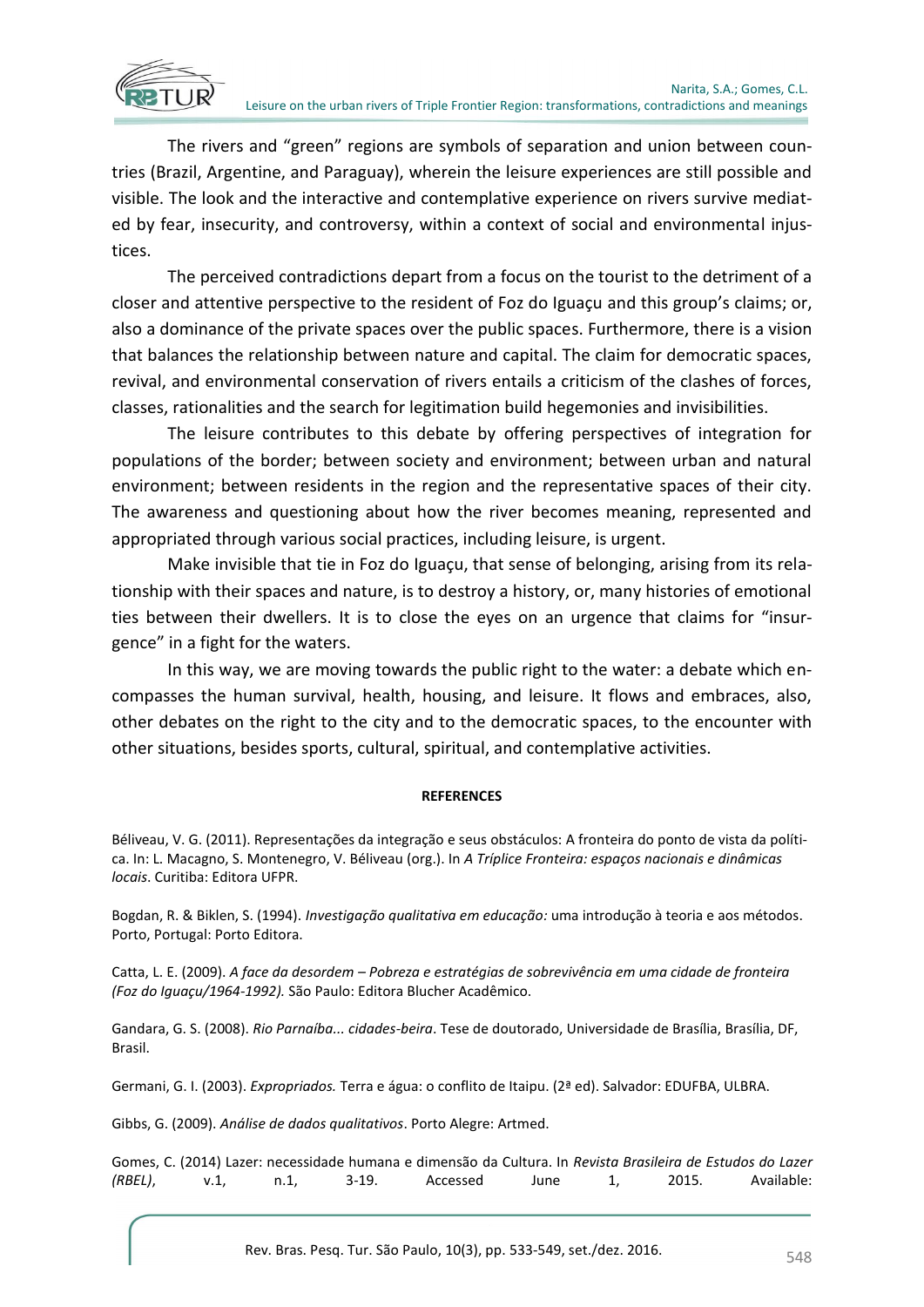The rivers and "green" regions are symbols of separation and union between countries (Brazil, Argentine, and Paraguay), wherein the leisure experiences are still possible and visible. The look and the interactive and contemplative experience on rivers survive mediated by fear, insecurity, and controversy, within a context of social and environmental injustices.

The perceived contradictions depart from a focus on the tourist to the detriment of a closer and attentive perspective to the resident of Foz do Iguaçu and this group's claims; or, also a dominance of the private spaces over the public spaces. Furthermore, there is a vision that balances the relationship between nature and capital. The claim for democratic spaces, revival, and environmental conservation of rivers entails a criticism of the clashes of forces, classes, rationalities and the search for legitimation build hegemonies and invisibilities.

The leisure contributes to this debate by offering perspectives of integration for populations of the border; between society and environment; between urban and natural environment; between residents in the region and the representative spaces of their city. The awareness and questioning about how the river becomes meaning, represented and appropriated through various social practices, including leisure, is urgent.

Make invisible that tie in Foz do Iguaçu, that sense of belonging, arising from its relationship with their spaces and nature, is to destroy a history, or, many histories of emotional ties between their dwellers. It is to close the eyes on an urgence that claims for "insurgence" in a fight for the waters.

In this way, we are moving towards the public right to the water: a debate which encompasses the human survival, health, housing, and leisure. It flows and embraces, also, other debates on the right to the city and to the democratic spaces, to the encounter with other situations, besides sports, cultural, spiritual, and contemplative activities.

**REFERENCES**

Béliveau, V. G. (2011). Representações da integração e seus obstáculos: A fronteira do ponto de vista da política. In: L. Macagno, S. Montenegro, V. Béliveau (org.). In *A Tríplice Fronteira: espaços nacionais e dinâmicas locais*. Curitiba: Editora UFPR.

Bogdan, R. & Biklen, S. (1994). *Investigação qualitativa em educação:* uma introdução à teoria e aos métodos. Porto, Portugal: Porto Editora.

Catta, L. E. (2009). *A face da desordem – Pobreza e estratégias de sobrevivência em uma cidade de fronteira (Foz do Iguaçu/1964-1992).* São Paulo: Editora Blucher Acadêmico.

Gandara, G. S. (2008). *Rio Parnaíba... cidades-beira*. Tese de doutorado, Universidade de Brasília, Brasília, DF, Brasil.

Germani, G. I. (2003). *Expropriados.* Terra e água: o conflito de Itaipu. (2ª ed). Salvador: EDUFBA, ULBRA.

Gibbs, G. (2009). *Análise de dados qualitativos*. Porto Alegre: Artmed.

Gomes, C. (2014) Lazer: necessidade humana e dimensão da Cultura. In *Revista Brasileira de Estudos do Lazer (RBEL)*, v.1, n.1, 3-19. Accessed June 1, 2015. Available: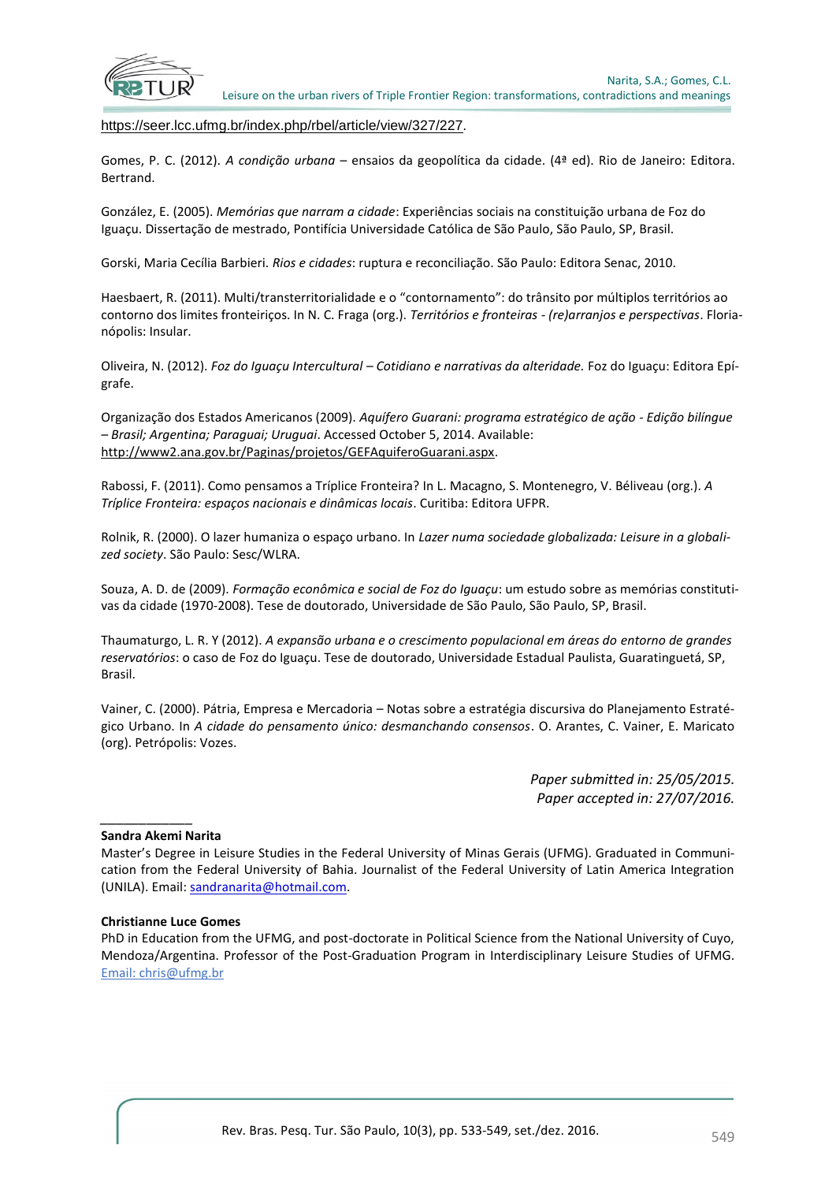https://seer.lcc.ufmg.br/index.php/rbel/article/view/327/227.

Gomes, P. C. (2012). *A condição urbana* – ensaios da geopolítica da cidade. (4ª ed). Rio de Janeiro: Editora. Bertrand.

González, E. (2005). *Memórias que narram a cidade*: Experiências sociais na constituição urbana de Foz do Iguaçu. Dissertação de mestrado, Pontifícia Universidade Católica de São Paulo, São Paulo, SP, Brasil.

Gorski, Maria Cecília Barbieri. *Rios e cidades*: ruptura e reconciliação. São Paulo: Editora Senac, 2010.

Haesbaert, R. (2011). Multi/transterritorialidade e o "contornamento": do trânsito por múltiplos territórios ao contorno dos limites fronteiriços. In N. C. Fraga (org.). *Territórios e fronteiras - (re)arranjos e perspectivas*. Florianópolis: Insular.

Oliveira, N. (2012). *Foz do Iguaçu Intercultural – Cotidiano e narrativas da alteridade.* Foz do Iguaçu: Editora Epígrafe.

Organização dos Estados Americanos (2009). *Aquífero Guarani: programa estratégico de ação - Edição bilíngue – Brasil; Argentina; Paraguai; Uruguai*. Accessed October 5, 2014. Available: http://www2.ana.gov.br/Paginas/projetos/GEFAquiferoGuarani.aspx.

Rabossi, F. (2011). Como pensamos a Tríplice Fronteira? In L. Macagno, S. Montenegro, V. Béliveau (org.). *A Tríplice Fronteira: espaços nacionais e dinâmicas locais*. Curitiba: Editora UFPR.

Rolnik, R. (2000). O lazer humaniza o espaço urbano. In *Lazer numa sociedade globalizada: Leisure in a globalized society*. São Paulo: Sesc/WLRA.

Souza, A. D. de (2009). *Formação econômica e social de Foz do Iguaçu*: um estudo sobre as memórias constitutivas da cidade (1970-2008). Tese de doutorado, Universidade de São Paulo, São Paulo, SP, Brasil.

Thaumaturgo, L. R. Y (2012). *A expansão urbana e o crescimento populacional em áreas do entorno de grandes reservatórios*: o caso de Foz do Iguaçu. Tese de doutorado, Universidade Estadual Paulista, Guaratinguetá, SP, Brasil.

Vainer, C. (2000). Pátria, Empresa e Mercadoria – Notas sobre a estratégia discursiva do Planejamento Estratégico Urbano. In *A cidade do pensamento único: desmanchando consensos*. O. Arantes, C. Vainer, E. Maricato (org). Petrópolis: Vozes.

*Paper submitted in: 25/05/2015.*
*Paper accepted in: 27/07/2016.*

---

**Sandra Akemi Narita**
Master's Degree in Leisure Studies in the Federal University of Minas Gerais (UFMG). Graduated in Communication from the Federal University of Bahia. Journalist of the Federal University of Latin America Integration (UNILA). Email: sandranarita@hotmail.com.

**Christianne Luce Gomes**
PhD in Education from the UFMG, and post-doctorate in Political Science from the National University of Cuyo, Mendoza/Argentina. Professor of the Post-Graduation Program in Interdisciplinary Leisure Studies of UFMG. Email: chris@ufmg.br